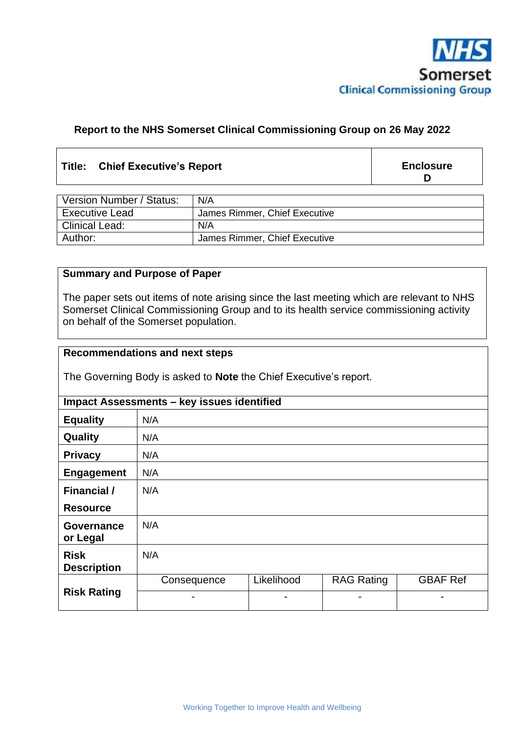NHS Somerset Clinical Commissioning Group

**Report to the NHS Somerset Clinical Commissioning Group on 26 May 2022**

| **Title: Chief Executive's Report** | **Enclosure D** |
|---|---|

| | |
|---|---|
| Version Number / Status: | N/A |
| Executive Lead | James Rimmer, Chief Executive |
| Clinical Lead: | N/A |
| Author: | James Rimmer, Chief Executive |

**Summary and Purpose of Paper**

The paper sets out items of note arising since the last meeting which are relevant to NHS Somerset Clinical Commissioning Group and to its health service commissioning activity on behalf of the Somerset population.

**Recommendations and next steps**

The Governing Body is asked to **Note** the Chief Executive's report.

| **Impact Assessments – key issues identified** | | | | |
|---|---|---|---|---|
| **Equality** | N/A | | | |
| **Quality** | N/A | | | |
| **Privacy** | N/A | | | |
| **Engagement** | N/A | | | |
| **Financial / Resource** | N/A | | | |
| **Governance or Legal** | N/A | | | |
| **Risk Description** | N/A | | | |
| **Risk Rating** | Consequence | Likelihood | RAG Rating | GBAF Ref |
| | - | - | - | - |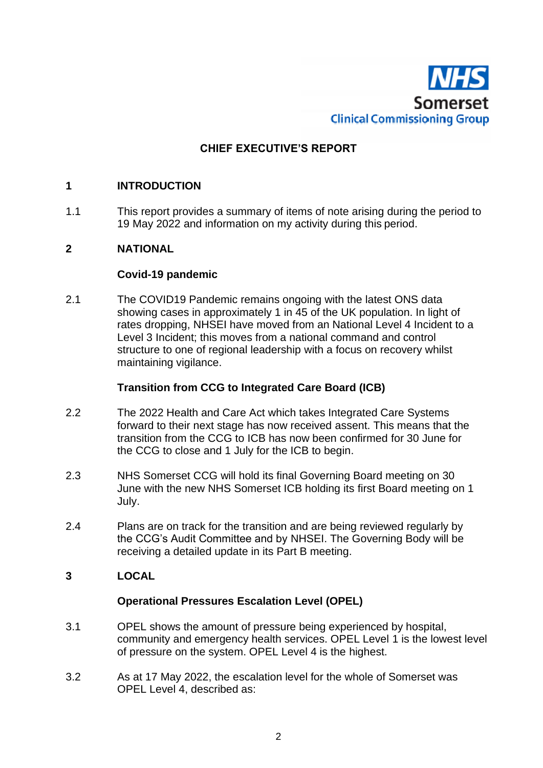NHS Somerset Clinical Commissioning Group

# CHIEF EXECUTIVE'S REPORT

## 1 INTRODUCTION

1.1 This report provides a summary of items of note arising during the period to 19 May 2022 and information on my activity during this period.

## 2 NATIONAL

### Covid-19 pandemic

2.1 The COVID19 Pandemic remains ongoing with the latest ONS data showing cases in approximately 1 in 45 of the UK population. In light of rates dropping, NHSEI have moved from an National Level 4 Incident to a Level 3 Incident; this moves from a national command and control structure to one of regional leadership with a focus on recovery whilst maintaining vigilance.

### Transition from CCG to Integrated Care Board (ICB)

2.2 The 2022 Health and Care Act which takes Integrated Care Systems forward to their next stage has now received assent. This means that the transition from the CCG to ICB has now been confirmed for 30 June for the CCG to close and 1 July for the ICB to begin.

2.3 NHS Somerset CCG will hold its final Governing Board meeting on 30 June with the new NHS Somerset ICB holding its first Board meeting on 1 July.

2.4 Plans are on track for the transition and are being reviewed regularly by the CCG's Audit Committee and by NHSEI. The Governing Body will be receiving a detailed update in its Part B meeting.

## 3 LOCAL

### Operational Pressures Escalation Level (OPEL)

3.1 OPEL shows the amount of pressure being experienced by hospital, community and emergency health services. OPEL Level 1 is the lowest level of pressure on the system. OPEL Level 4 is the highest.

3.2 As at 17 May 2022, the escalation level for the whole of Somerset was OPEL Level 4, described as: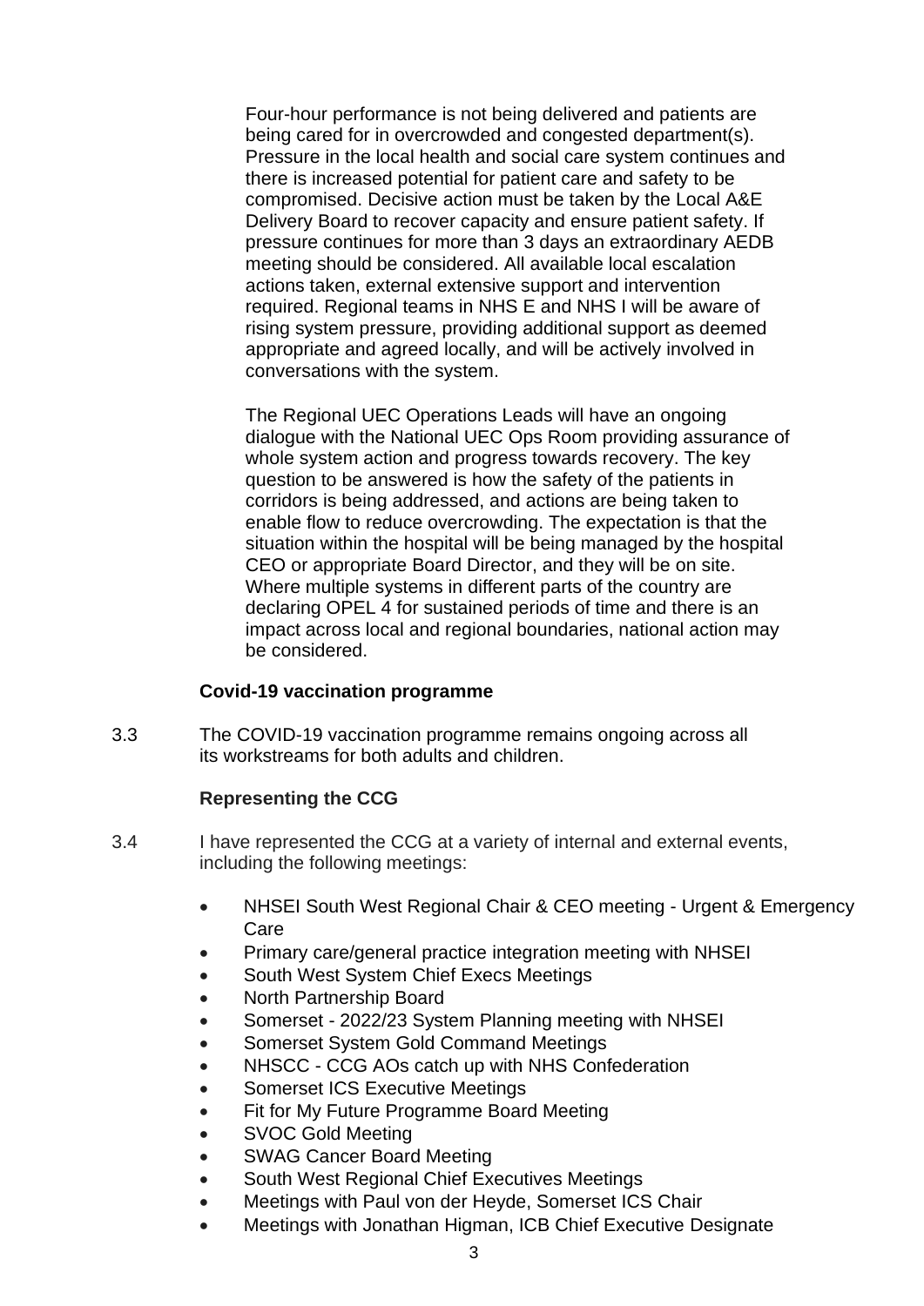Four-hour performance is not being delivered and patients are being cared for in overcrowded and congested department(s). Pressure in the local health and social care system continues and there is increased potential for patient care and safety to be compromised. Decisive action must be taken by the Local A&E Delivery Board to recover capacity and ensure patient safety. If pressure continues for more than 3 days an extraordinary AEDB meeting should be considered. All available local escalation actions taken, external extensive support and intervention required. Regional teams in NHS E and NHS I will be aware of rising system pressure, providing additional support as deemed appropriate and agreed locally, and will be actively involved in conversations with the system.

The Regional UEC Operations Leads will have an ongoing dialogue with the National UEC Ops Room providing assurance of whole system action and progress towards recovery. The key question to be answered is how the safety of the patients in corridors is being addressed, and actions are being taken to enable flow to reduce overcrowding. The expectation is that the situation within the hospital will be being managed by the hospital CEO or appropriate Board Director, and they will be on site. Where multiple systems in different parts of the country are declaring OPEL 4 for sustained periods of time and there is an impact across local and regional boundaries, national action may be considered.

**Covid-19 vaccination programme**

3.3 The COVID-19 vaccination programme remains ongoing across all its workstreams for both adults and children.

**Representing the CCG**

3.4 I have represented the CCG at a variety of internal and external events, including the following meetings:

- NHSEI South West Regional Chair & CEO meeting - Urgent & Emergency Care
- Primary care/general practice integration meeting with NHSEI
- South West System Chief Execs Meetings
- North Partnership Board
- Somerset - 2022/23 System Planning meeting with NHSEI
- Somerset System Gold Command Meetings
- NHSCC - CCG AOs catch up with NHS Confederation
- Somerset ICS Executive Meetings
- Fit for My Future Programme Board Meeting
- SVOC Gold Meeting
- SWAG Cancer Board Meeting
- South West Regional Chief Executives Meetings
- Meetings with Paul von der Heyde, Somerset ICS Chair
- Meetings with Jonathan Higman, ICB Chief Executive Designate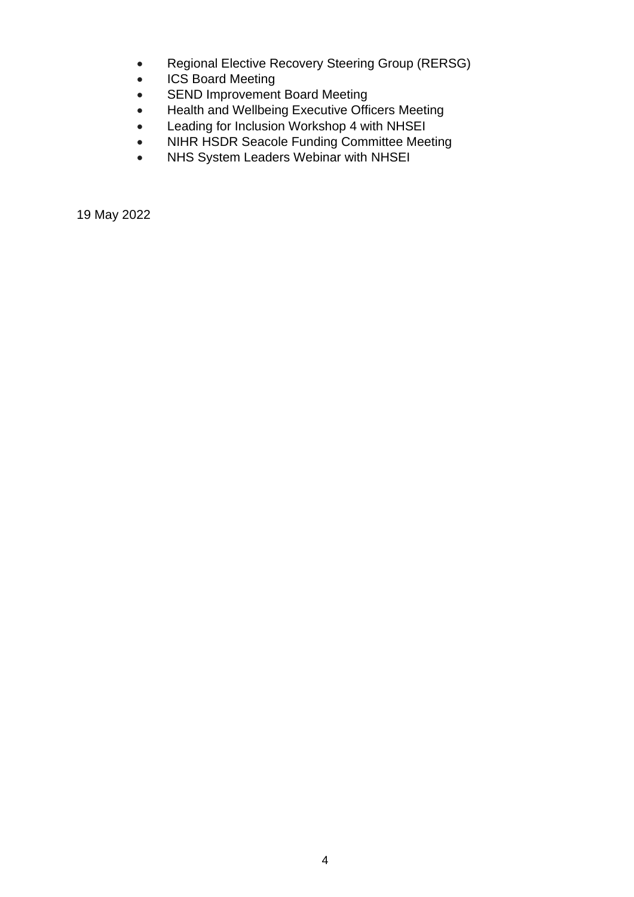- Regional Elective Recovery Steering Group (RERSG)
- ICS Board Meeting
- SEND Improvement Board Meeting
- Health and Wellbeing Executive Officers Meeting
- Leading for Inclusion Workshop 4 with NHSEI
- NIHR HSDR Seacole Funding Committee Meeting
- NHS System Leaders Webinar with NHSEI

19 May 2022